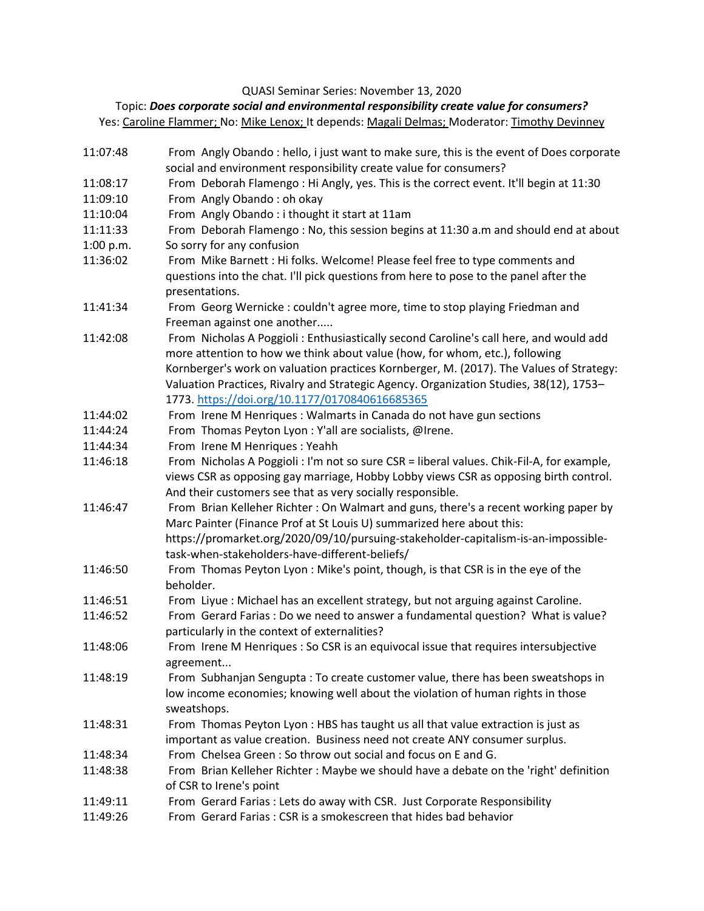QUASI Seminar Series: November 13, 2020

Topic: ***Does corporate social and environmental responsibility create value for consumers?***

Yes: Caroline Flammer; No: Mike Lenox; It depends: Magali Delmas; Moderator: Timothy Devinney

| | |
|---|---|
| 11:07:48 | From Angly Obando : hello, i just want to make sure, this is the event of Does corporate social and environment responsibility create value for consumers? |
| 11:08:17 | From Deborah Flamengo : Hi Angly, yes. This is the correct event. It'll begin at 11:30 |
| 11:09:10 | From Angly Obando : oh okay |
| 11:10:04 | From Angly Obando : i thought it start at 11am |
| 11:11:33 | From Deborah Flamengo : No, this session begins at 11:30 a.m and should end at about |
| 1:00 p.m. | So sorry for any confusion |
| 11:36:02 | From Mike Barnett : Hi folks. Welcome! Please feel free to type comments and questions into the chat. I'll pick questions from here to pose to the panel after the presentations. |
| 11:41:34 | From Georg Wernicke : couldn't agree more, time to stop playing Friedman and Freeman against one another..... |
| 11:42:08 | From Nicholas A Poggioli : Enthusiastically second Caroline's call here, and would add more attention to how we think about value (how, for whom, etc.), following Kornberger's work on valuation practices Kornberger, M. (2017). The Values of Strategy: Valuation Practices, Rivalry and Strategic Agency. Organization Studies, 38(12), 1753–1773. https://doi.org/10.1177/0170840616685365 |
| 11:44:02 | From Irene M Henriques : Walmarts in Canada do not have gun sections |
| 11:44:24 | From Thomas Peyton Lyon : Y'all are socialists, @Irene. |
| 11:44:34 | From Irene M Henriques : Yeahh |
| 11:46:18 | From Nicholas A Poggioli : I'm not so sure CSR = liberal values. Chik-Fil-A, for example, views CSR as opposing gay marriage, Hobby Lobby views CSR as opposing birth control. And their customers see that as very socially responsible. |
| 11:46:47 | From Brian Kelleher Richter : On Walmart and guns, there's a recent working paper by Marc Painter (Finance Prof at St Louis U) summarized here about this: https://promarket.org/2020/09/10/pursuing-stakeholder-capitalism-is-an-impossible-task-when-stakeholders-have-different-beliefs/ |
| 11:46:50 | From Thomas Peyton Lyon : Mike's point, though, is that CSR is in the eye of the beholder. |
| 11:46:51 | From Liyue : Michael has an excellent strategy, but not arguing against Caroline. |
| 11:46:52 | From Gerard Farias : Do we need to answer a fundamental question? What is value? particularly in the context of externalities? |
| 11:48:06 | From Irene M Henriques : So CSR is an equivocal issue that requires intersubjective agreement... |
| 11:48:19 | From Subhanjan Sengupta : To create customer value, there has been sweatshops in low income economies; knowing well about the violation of human rights in those sweatshops. |
| 11:48:31 | From Thomas Peyton Lyon : HBS has taught us all that value extraction is just as important as value creation. Business need not create ANY consumer surplus. |
| 11:48:34 | From Chelsea Green : So throw out social and focus on E and G. |
| 11:48:38 | From Brian Kelleher Richter : Maybe we should have a debate on the 'right' definition of CSR to Irene's point |
| 11:49:11 | From Gerard Farias : Lets do away with CSR. Just Corporate Responsibility |
| 11:49:26 | From Gerard Farias : CSR is a smokescreen that hides bad behavior |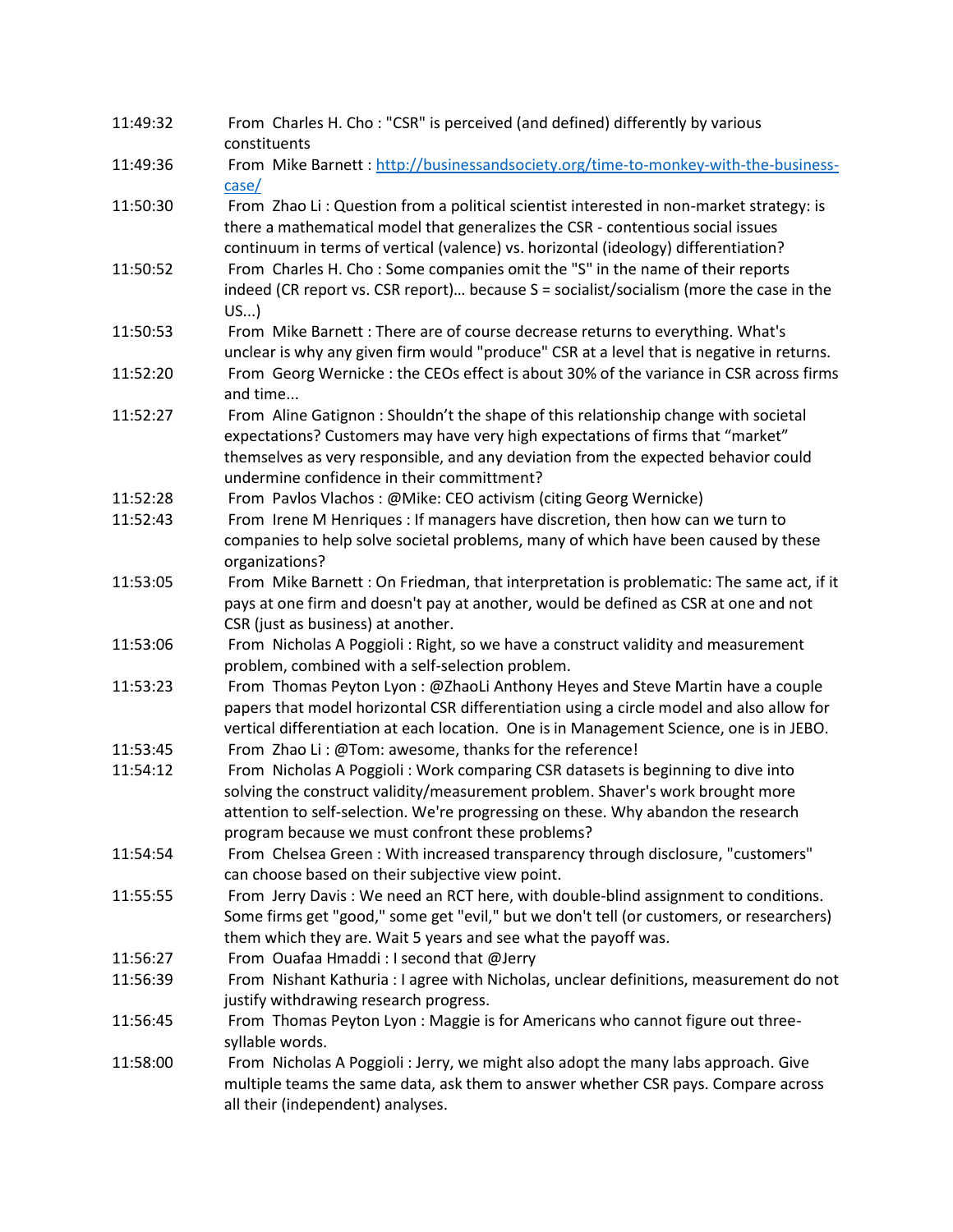| | |
|---|---|
| 11:49:32 | From Charles H. Cho : "CSR" is perceived (and defined) differently by various constituents |
| 11:49:36 | From Mike Barnett : [http://businessandsociety.org/time-to-monkey-with-the-business-case/](http://businessandsociety.org/time-to-monkey-with-the-business-case/) |
| 11:50:30 | From Zhao Li : Question from a political scientist interested in non-market strategy: is there a mathematical model that generalizes the CSR - contentious social issues continuum in terms of vertical (valence) vs. horizontal (ideology) differentiation? |
| 11:50:52 | From Charles H. Cho : Some companies omit the "S" in the name of their reports indeed (CR report vs. CSR report)… because S = socialist/socialism (more the case in the US...) |
| 11:50:53 | From Mike Barnett : There are of course decrease returns to everything. What's unclear is why any given firm would "produce" CSR at a level that is negative in returns. |
| 11:52:20 | From Georg Wernicke : the CEOs effect is about 30% of the variance in CSR across firms and time... |
| 11:52:27 | From Aline Gatignon : Shouldn't the shape of this relationship change with societal expectations? Customers may have very high expectations of firms that "market" themselves as very responsible, and any deviation from the expected behavior could undermine confidence in their committment? |
| 11:52:28 | From Pavlos Vlachos : @Mike: CEO activism (citing Georg Wernicke) |
| 11:52:43 | From Irene M Henriques : If managers have discretion, then how can we turn to companies to help solve societal problems, many of which have been caused by these organizations? |
| 11:53:05 | From Mike Barnett : On Friedman, that interpretation is problematic: The same act, if it pays at one firm and doesn't pay at another, would be defined as CSR at one and not CSR (just as business) at another. |
| 11:53:06 | From Nicholas A Poggioli : Right, so we have a construct validity and measurement problem, combined with a self-selection problem. |
| 11:53:23 | From Thomas Peyton Lyon : @ZhaoLi Anthony Heyes and Steve Martin have a couple papers that model horizontal CSR differentiation using a circle model and also allow for vertical differentiation at each location. One is in Management Science, one is in JEBO. |
| 11:53:45 | From Zhao Li : @Tom: awesome, thanks for the reference! |
| 11:54:12 | From Nicholas A Poggioli : Work comparing CSR datasets is beginning to dive into solving the construct validity/measurement problem. Shaver's work brought more attention to self-selection. We're progressing on these. Why abandon the research program because we must confront these problems? |
| 11:54:54 | From Chelsea Green : With increased transparency through disclosure, "customers" can choose based on their subjective view point. |
| 11:55:55 | From Jerry Davis : We need an RCT here, with double-blind assignment to conditions. Some firms get "good," some get "evil," but we don't tell (or customers, or researchers) them which they are. Wait 5 years and see what the payoff was. |
| 11:56:27 | From Ouafaa Hmaddi : I second that @Jerry |
| 11:56:39 | From Nishant Kathuria : I agree with Nicholas, unclear definitions, measurement do not justify withdrawing research progress. |
| 11:56:45 | From Thomas Peyton Lyon : Maggie is for Americans who cannot figure out three-syllable words. |
| 11:58:00 | From Nicholas A Poggioli : Jerry, we might also adopt the many labs approach. Give multiple teams the same data, ask them to answer whether CSR pays. Compare across all their (independent) analyses. |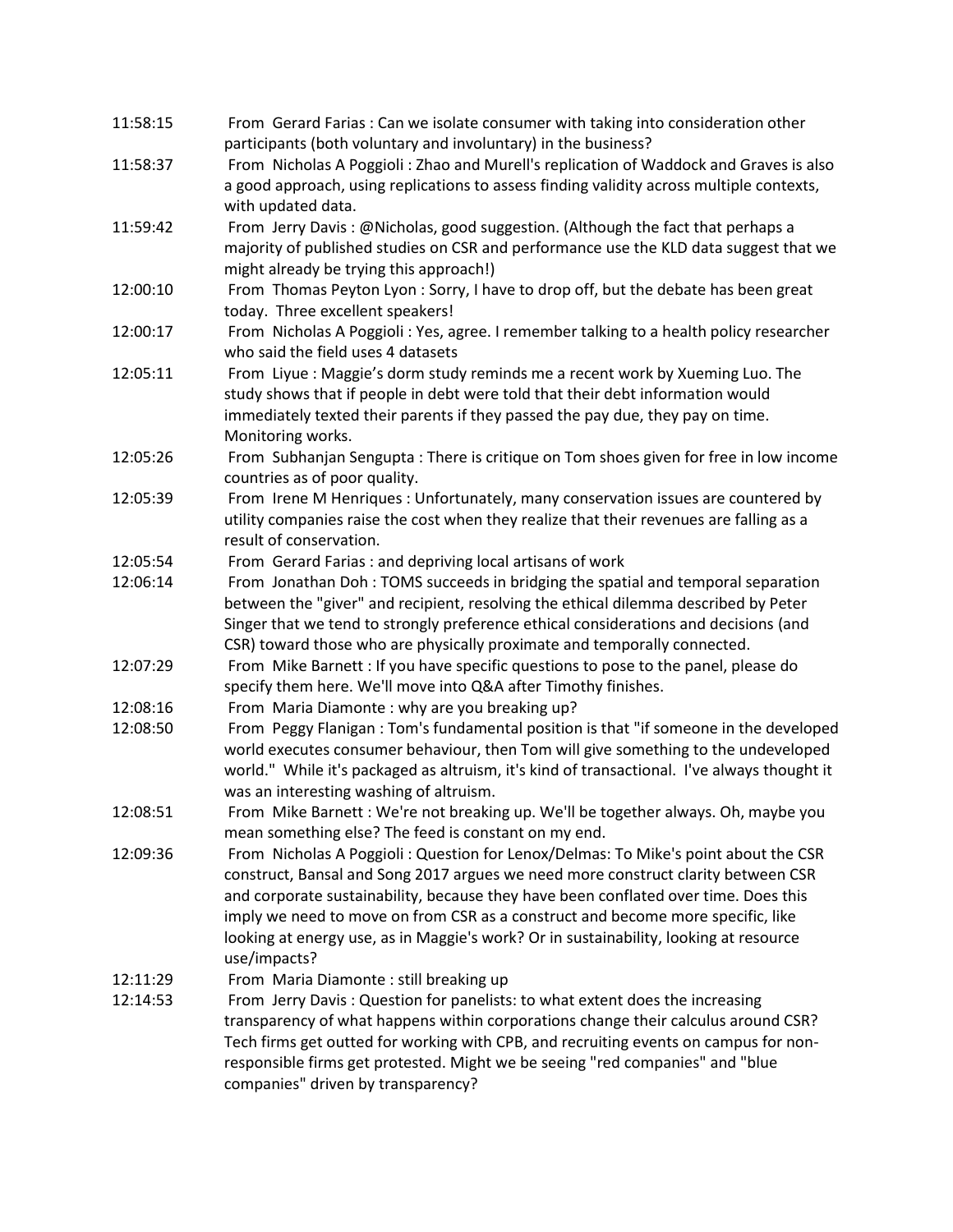11:58:15 From Gerard Farias : Can we isolate consumer with taking into consideration other participants (both voluntary and involuntary) in the business?

11:58:37 From Nicholas A Poggioli : Zhao and Murell's replication of Waddock and Graves is also a good approach, using replications to assess finding validity across multiple contexts, with updated data.

11:59:42 From Jerry Davis : @Nicholas, good suggestion. (Although the fact that perhaps a majority of published studies on CSR and performance use the KLD data suggest that we might already be trying this approach!)

12:00:10 From Thomas Peyton Lyon : Sorry, I have to drop off, but the debate has been great today. Three excellent speakers!

12:00:17 From Nicholas A Poggioli : Yes, agree. I remember talking to a health policy researcher who said the field uses 4 datasets

12:05:11 From Liyue : Maggie's dorm study reminds me a recent work by Xueming Luo. The study shows that if people in debt were told that their debt information would immediately texted their parents if they passed the pay due, they pay on time. Monitoring works.

12:05:26 From Subhanjan Sengupta : There is critique on Tom shoes given for free in low income countries as of poor quality.

12:05:39 From Irene M Henriques : Unfortunately, many conservation issues are countered by utility companies raise the cost when they realize that their revenues are falling as a result of conservation.

12:05:54 From Gerard Farias : and depriving local artisans of work

12:06:14 From Jonathan Doh : TOMS succeeds in bridging the spatial and temporal separation between the "giver" and recipient, resolving the ethical dilemma described by Peter Singer that we tend to strongly preference ethical considerations and decisions (and CSR) toward those who are physically proximate and temporally connected.

12:07:29 From Mike Barnett : If you have specific questions to pose to the panel, please do specify them here. We'll move into Q&A after Timothy finishes.

12:08:16 From Maria Diamonte : why are you breaking up?

12:08:50 From Peggy Flanigan : Tom's fundamental position is that "if someone in the developed world executes consumer behaviour, then Tom will give something to the undeveloped world." While it's packaged as altruism, it's kind of transactional. I've always thought it was an interesting washing of altruism.

12:08:51 From Mike Barnett : We're not breaking up. We'll be together always. Oh, maybe you mean something else? The feed is constant on my end.

12:09:36 From Nicholas A Poggioli : Question for Lenox/Delmas: To Mike's point about the CSR construct, Bansal and Song 2017 argues we need more construct clarity between CSR and corporate sustainability, because they have been conflated over time. Does this imply we need to move on from CSR as a construct and become more specific, like looking at energy use, as in Maggie's work? Or in sustainability, looking at resource use/impacts?

12:11:29 From Maria Diamonte : still breaking up

12:14:53 From Jerry Davis : Question for panelists: to what extent does the increasing transparency of what happens within corporations change their calculus around CSR? Tech firms get outted for working with CPB, and recruiting events on campus for non-responsible firms get protested. Might we be seeing "red companies" and "blue companies" driven by transparency?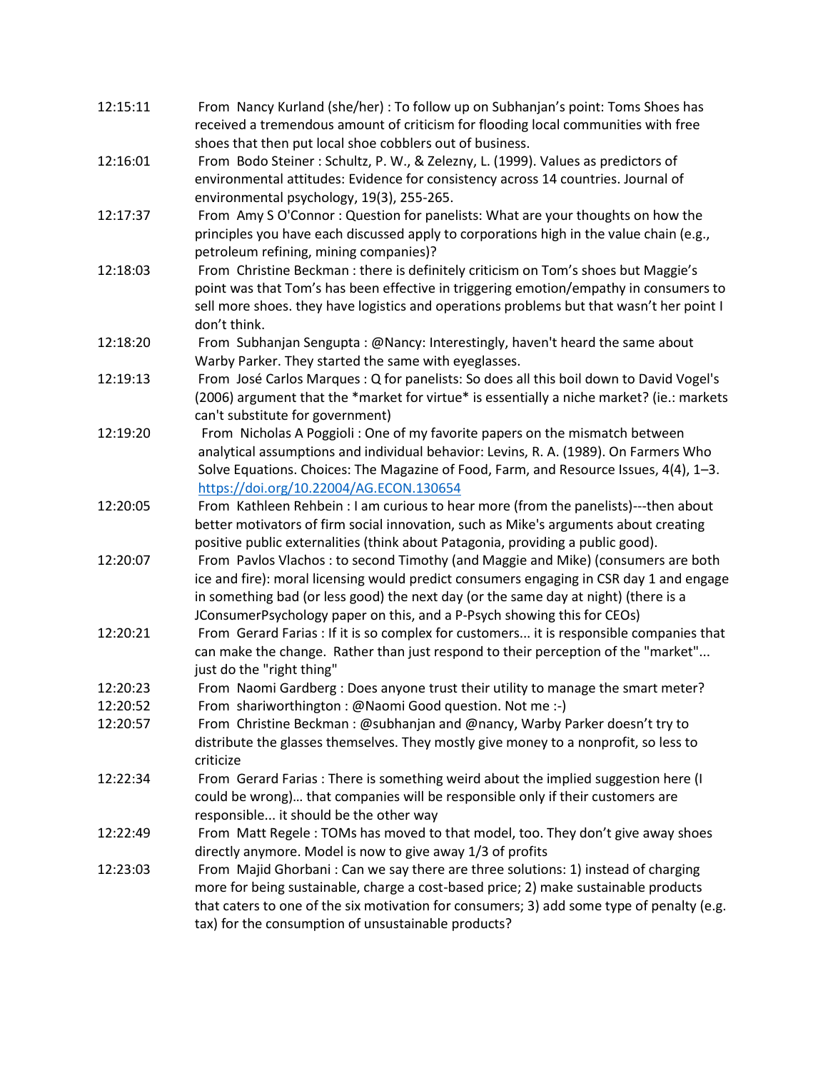12:15:11 From Nancy Kurland (she/her) : To follow up on Subhanjan's point: Toms Shoes has received a tremendous amount of criticism for flooding local communities with free shoes that then put local shoe cobblers out of business.

12:16:01 From Bodo Steiner : Schultz, P. W., & Zelezny, L. (1999). Values as predictors of environmental attitudes: Evidence for consistency across 14 countries. Journal of environmental psychology, 19(3), 255-265.

12:17:37 From Amy S O'Connor : Question for panelists: What are your thoughts on how the principles you have each discussed apply to corporations high in the value chain (e.g., petroleum refining, mining companies)?

12:18:03 From Christine Beckman : there is definitely criticism on Tom's shoes but Maggie's point was that Tom's has been effective in triggering emotion/empathy in consumers to sell more shoes. they have logistics and operations problems but that wasn't her point I don't think.

12:18:20 From Subhanjan Sengupta : @Nancy: Interestingly, haven't heard the same about Warby Parker. They started the same with eyeglasses.

12:19:13 From José Carlos Marques : Q for panelists: So does all this boil down to David Vogel's (2006) argument that the *market for virtue* is essentially a niche market? (ie.: markets can't substitute for government)

12:19:20 From Nicholas A Poggioli : One of my favorite papers on the mismatch between analytical assumptions and individual behavior: Levins, R. A. (1989). On Farmers Who Solve Equations. Choices: The Magazine of Food, Farm, and Resource Issues, 4(4), 1–3. https://doi.org/10.22004/AG.ECON.130654

12:20:05 From Kathleen Rehbein : I am curious to hear more (from the panelists)---then about better motivators of firm social innovation, such as Mike's arguments about creating positive public externalities (think about Patagonia, providing a public good).

12:20:07 From Pavlos Vlachos : to second Timothy (and Maggie and Mike) (consumers are both ice and fire): moral licensing would predict consumers engaging in CSR day 1 and engage in something bad (or less good) the next day (or the same day at night) (there is a JConsumerPsychology paper on this, and a P-Psych showing this for CEOs)

12:20:21 From Gerard Farias : If it is so complex for customers... it is responsible companies that can make the change. Rather than just respond to their perception of the "market"... just do the "right thing"

12:20:23 From Naomi Gardberg : Does anyone trust their utility to manage the smart meter?

12:20:52 From shariworthington : @Naomi Good question. Not me :-)

12:20:57 From Christine Beckman : @subhanjan and @nancy, Warby Parker doesn't try to distribute the glasses themselves. They mostly give money to a nonprofit, so less to criticize

12:22:34 From Gerard Farias : There is something weird about the implied suggestion here (I could be wrong)… that companies will be responsible only if their customers are responsible... it should be the other way

12:22:49 From Matt Regele : TOMs has moved to that model, too. They don't give away shoes directly anymore. Model is now to give away 1/3 of profits

12:23:03 From Majid Ghorbani : Can we say there are three solutions: 1) instead of charging more for being sustainable, charge a cost-based price; 2) make sustainable products that caters to one of the six motivation for consumers; 3) add some type of penalty (e.g. tax) for the consumption of unsustainable products?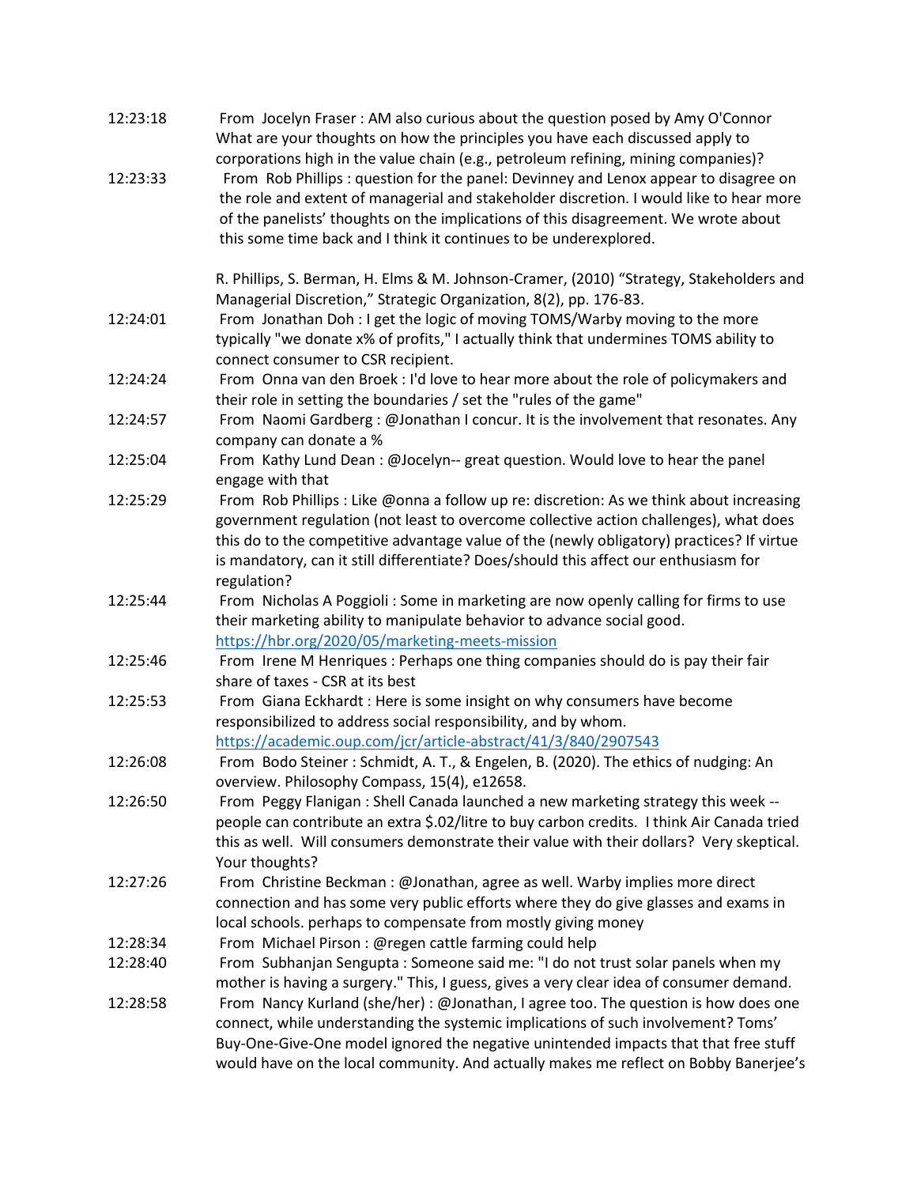12:23:18 From Jocelyn Fraser : AM also curious about the question posed by Amy O'Connor What are your thoughts on how the principles you have each discussed apply to corporations high in the value chain (e.g., petroleum refining, mining companies)?

12:23:33 From Rob Phillips : question for the panel: Devinney and Lenox appear to disagree on the role and extent of managerial and stakeholder discretion. I would like to hear more of the panelists' thoughts on the implications of this disagreement. We wrote about this some time back and I think it continues to be underexplored.

R. Phillips, S. Berman, H. Elms & M. Johnson-Cramer, (2010) "Strategy, Stakeholders and Managerial Discretion," Strategic Organization, 8(2), pp. 176-83.

12:24:01 From Jonathan Doh : I get the logic of moving TOMS/Warby moving to the more typically "we donate x% of profits," I actually think that undermines TOMS ability to connect consumer to CSR recipient.

12:24:24 From Onna van den Broek : I'd love to hear more about the role of policymakers and their role in setting the boundaries / set the "rules of the game"

12:24:57 From Naomi Gardberg : @Jonathan I concur. It is the involvement that resonates. Any company can donate a %

12:25:04 From Kathy Lund Dean : @Jocelyn-- great question. Would love to hear the panel engage with that

12:25:29 From Rob Phillips : Like @onna a follow up re: discretion: As we think about increasing government regulation (not least to overcome collective action challenges), what does this do to the competitive advantage value of the (newly obligatory) practices? If virtue is mandatory, can it still differentiate? Does/should this affect our enthusiasm for regulation?

12:25:44 From Nicholas A Poggioli : Some in marketing are now openly calling for firms to use their marketing ability to manipulate behavior to advance social good. https://hbr.org/2020/05/marketing-meets-mission

12:25:46 From Irene M Henriques : Perhaps one thing companies should do is pay their fair share of taxes - CSR at its best

12:25:53 From Giana Eckhardt : Here is some insight on why consumers have become responsibilized to address social responsibility, and by whom. https://academic.oup.com/jcr/article-abstract/41/3/840/2907543

12:26:08 From Bodo Steiner : Schmidt, A. T., & Engelen, B. (2020). The ethics of nudging: An overview. Philosophy Compass, 15(4), e12658.

12:26:50 From Peggy Flanigan : Shell Canada launched a new marketing strategy this week -- people can contribute an extra $.02/litre to buy carbon credits. I think Air Canada tried this as well. Will consumers demonstrate their value with their dollars? Very skeptical. Your thoughts?

12:27:26 From Christine Beckman : @Jonathan, agree as well. Warby implies more direct connection and has some very public efforts where they do give glasses and exams in local schools. perhaps to compensate from mostly giving money

12:28:34 From Michael Pirson : @regen cattle farming could help

12:28:40 From Subhanjan Sengupta : Someone said me: "I do not trust solar panels when my mother is having a surgery." This, I guess, gives a very clear idea of consumer demand.

12:28:58 From Nancy Kurland (she/her) : @Jonathan, I agree too. The question is how does one connect, while understanding the systemic implications of such involvement? Toms' Buy-One-Give-One model ignored the negative unintended impacts that that free stuff would have on the local community. And actually makes me reflect on Bobby Banerjee's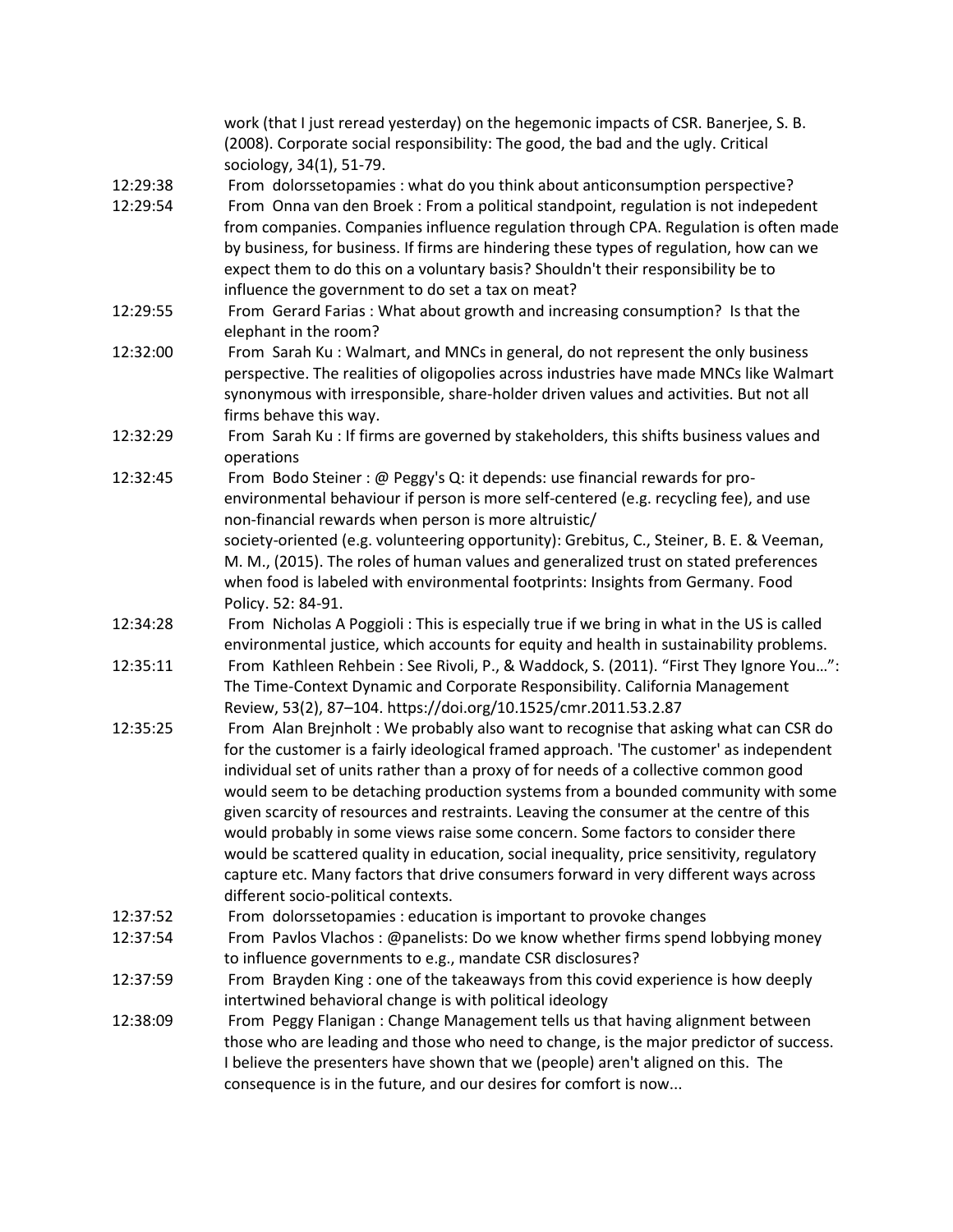work (that I just reread yesterday) on the hegemonic impacts of CSR. Banerjee, S. B. (2008). Corporate social responsibility: The good, the bad and the ugly. Critical sociology, 34(1), 51-79.

12:29:38 From dolorssetopamies : what do you think about anticonsumption perspective?

12:29:54 From Onna van den Broek : From a political standpoint, regulation is not indepedent from companies. Companies influence regulation through CPA. Regulation is often made by business, for business. If firms are hindering these types of regulation, how can we expect them to do this on a voluntary basis? Shouldn't their responsibility be to influence the government to do set a tax on meat?

12:29:55 From Gerard Farias : What about growth and increasing consumption? Is that the elephant in the room?

12:32:00 From Sarah Ku : Walmart, and MNCs in general, do not represent the only business perspective. The realities of oligopolies across industries have made MNCs like Walmart synonymous with irresponsible, share-holder driven values and activities. But not all firms behave this way.

12:32:29 From Sarah Ku : If firms are governed by stakeholders, this shifts business values and operations

12:32:45 From Bodo Steiner : @ Peggy's Q: it depends: use financial rewards for pro-environmental behaviour if person is more self-centered (e.g. recycling fee), and use non-financial rewards when person is more altruistic/ society-oriented (e.g. volunteering opportunity): Grebitus, C., Steiner, B. E. & Veeman, M. M., (2015). The roles of human values and generalized trust on stated preferences when food is labeled with environmental footprints: Insights from Germany. Food Policy. 52: 84-91.

12:34:28 From Nicholas A Poggioli : This is especially true if we bring in what in the US is called environmental justice, which accounts for equity and health in sustainability problems.

12:35:11 From Kathleen Rehbein : See Rivoli, P., & Waddock, S. (2011). "First They Ignore You…": The Time-Context Dynamic and Corporate Responsibility. California Management Review, 53(2), 87–104. https://doi.org/10.1525/cmr.2011.53.2.87

12:35:25 From Alan Brejnholt : We probably also want to recognise that asking what can CSR do for the customer is a fairly ideological framed approach. 'The customer' as independent individual set of units rather than a proxy of for needs of a collective common good would seem to be detaching production systems from a bounded community with some given scarcity of resources and restraints. Leaving the consumer at the centre of this would probably in some views raise some concern. Some factors to consider there would be scattered quality in education, social inequality, price sensitivity, regulatory capture etc. Many factors that drive consumers forward in very different ways across different socio-political contexts.

12:37:52 From dolorssetopamies : education is important to provoke changes

12:37:54 From Pavlos Vlachos : @panelists: Do we know whether firms spend lobbying money to influence governments to e.g., mandate CSR disclosures?

12:37:59 From Brayden King : one of the takeaways from this covid experience is how deeply intertwined behavioral change is with political ideology

12:38:09 From Peggy Flanigan : Change Management tells us that having alignment between those who are leading and those who need to change, is the major predictor of success. I believe the presenters have shown that we (people) aren't aligned on this. The consequence is in the future, and our desires for comfort is now...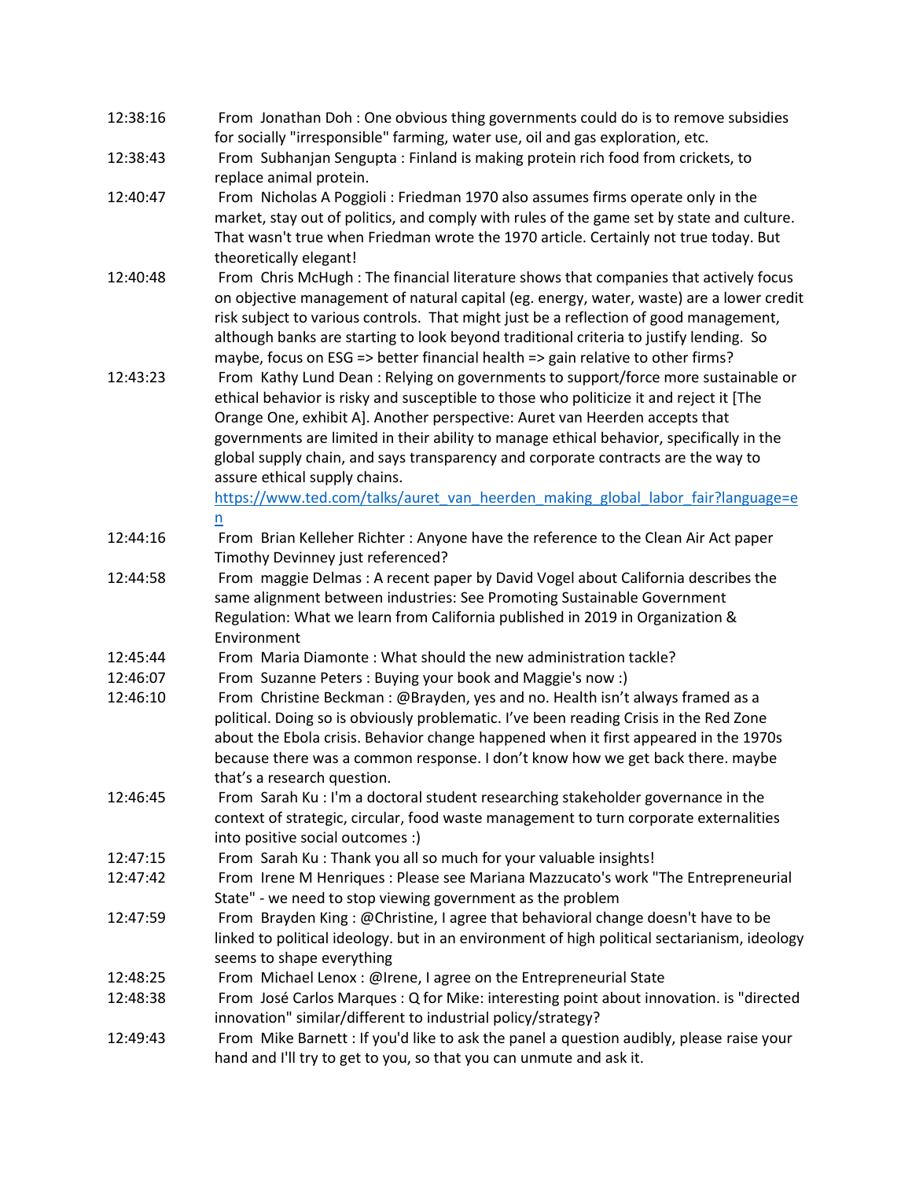| | |
|---|---|
| 12:38:16 | From Jonathan Doh : One obvious thing governments could do is to remove subsidies for socially "irresponsible" farming, water use, oil and gas exploration, etc. |
| 12:38:43 | From Subhanjan Sengupta : Finland is making protein rich food from crickets, to replace animal protein. |
| 12:40:47 | From Nicholas A Poggioli : Friedman 1970 also assumes firms operate only in the market, stay out of politics, and comply with rules of the game set by state and culture. That wasn't true when Friedman wrote the 1970 article. Certainly not true today. But theoretically elegant! |
| 12:40:48 | From Chris McHugh : The financial literature shows that companies that actively focus on objective management of natural capital (eg. energy, water, waste) are a lower credit risk subject to various controls. That might just be a reflection of good management, although banks are starting to look beyond traditional criteria to justify lending. So maybe, focus on ESG => better financial health => gain relative to other firms? |
| 12:43:23 | From Kathy Lund Dean : Relying on governments to support/force more sustainable or ethical behavior is risky and susceptible to those who politicize it and reject it [The Orange One, exhibit A]. Another perspective: Auret van Heerden accepts that governments are limited in their ability to manage ethical behavior, specifically in the global supply chain, and says transparency and corporate contracts are the way to assure ethical supply chains. https://www.ted.com/talks/auret_van_heerden_making_global_labor_fair?language=en |
| 12:44:16 | From Brian Kelleher Richter : Anyone have the reference to the Clean Air Act paper Timothy Devinney just referenced? |
| 12:44:58 | From maggie Delmas : A recent paper by David Vogel about California describes the same alignment between industries: See Promoting Sustainable Government Regulation: What we learn from California published in 2019 in Organization & Environment |
| 12:45:44 | From Maria Diamonte : What should the new administration tackle? |
| 12:46:07 | From Suzanne Peters : Buying your book and Maggie's now :) |
| 12:46:10 | From Christine Beckman : @Brayden, yes and no. Health isn't always framed as a political. Doing so is obviously problematic. I've been reading Crisis in the Red Zone about the Ebola crisis. Behavior change happened when it first appeared in the 1970s because there was a common response. I don't know how we get back there. maybe that's a research question. |
| 12:46:45 | From Sarah Ku : I'm a doctoral student researching stakeholder governance in the context of strategic, circular, food waste management to turn corporate externalities into positive social outcomes :) |
| 12:47:15 | From Sarah Ku : Thank you all so much for your valuable insights! |
| 12:47:42 | From Irene M Henriques : Please see Mariana Mazzucato's work "The Entrepreneurial State" - we need to stop viewing government as the problem |
| 12:47:59 | From Brayden King : @Christine, I agree that behavioral change doesn't have to be linked to political ideology. but in an environment of high political sectarianism, ideology seems to shape everything |
| 12:48:25 | From Michael Lenox : @Irene, I agree on the Entrepreneurial State |
| 12:48:38 | From José Carlos Marques : Q for Mike: interesting point about innovation. is "directed innovation" similar/different to industrial policy/strategy? |
| 12:49:43 | From Mike Barnett : If you'd like to ask the panel a question audibly, please raise your hand and I'll try to get to you, so that you can unmute and ask it. |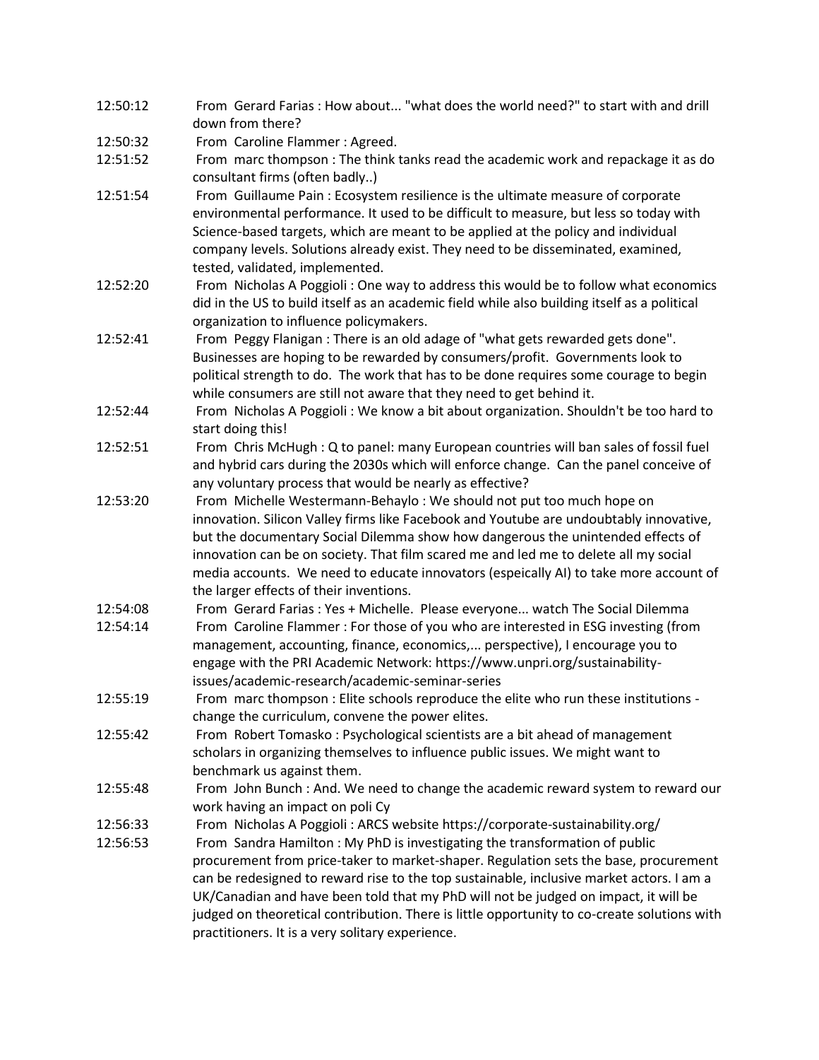12:50:12 From Gerard Farias : How about... "what does the world need?" to start with and drill down from there?

12:50:32 From Caroline Flammer : Agreed.

12:51:52 From marc thompson : The think tanks read the academic work and repackage it as do consultant firms (often badly..)

12:51:54 From Guillaume Pain : Ecosystem resilience is the ultimate measure of corporate environmental performance. It used to be difficult to measure, but less so today with Science-based targets, which are meant to be applied at the policy and individual company levels. Solutions already exist. They need to be disseminated, examined, tested, validated, implemented.

12:52:20 From Nicholas A Poggioli : One way to address this would be to follow what economics did in the US to build itself as an academic field while also building itself as a political organization to influence policymakers.

12:52:41 From Peggy Flanigan : There is an old adage of "what gets rewarded gets done". Businesses are hoping to be rewarded by consumers/profit. Governments look to political strength to do. The work that has to be done requires some courage to begin while consumers are still not aware that they need to get behind it.

12:52:44 From Nicholas A Poggioli : We know a bit about organization. Shouldn't be too hard to start doing this!

12:52:51 From Chris McHugh : Q to panel: many European countries will ban sales of fossil fuel and hybrid cars during the 2030s which will enforce change. Can the panel conceive of any voluntary process that would be nearly as effective?

12:53:20 From Michelle Westermann-Behaylo : We should not put too much hope on innovation. Silicon Valley firms like Facebook and Youtube are undoubtably innovative, but the documentary Social Dilemma show how dangerous the unintended effects of innovation can be on society. That film scared me and led me to delete all my social media accounts. We need to educate innovators (espeically AI) to take more account of the larger effects of their inventions.

12:54:08 From Gerard Farias : Yes + Michelle. Please everyone... watch The Social Dilemma

12:54:14 From Caroline Flammer : For those of you who are interested in ESG investing (from management, accounting, finance, economics,... perspective), I encourage you to engage with the PRI Academic Network: https://www.unpri.org/sustainability-issues/academic-research/academic-seminar-series

12:55:19 From marc thompson : Elite schools reproduce the elite who run these institutions - change the curriculum, convene the power elites.

12:55:42 From Robert Tomasko : Psychological scientists are a bit ahead of management scholars in organizing themselves to influence public issues. We might want to benchmark us against them.

12:55:48 From John Bunch : And. We need to change the academic reward system to reward our work having an impact on poli Cy

12:56:33 From Nicholas A Poggioli : ARCS website https://corporate-sustainability.org/

12:56:53 From Sandra Hamilton : My PhD is investigating the transformation of public procurement from price-taker to market-shaper. Regulation sets the base, procurement can be redesigned to reward rise to the top sustainable, inclusive market actors. I am a UK/Canadian and have been told that my PhD will not be judged on impact, it will be judged on theoretical contribution. There is little opportunity to co-create solutions with practitioners. It is a very solitary experience.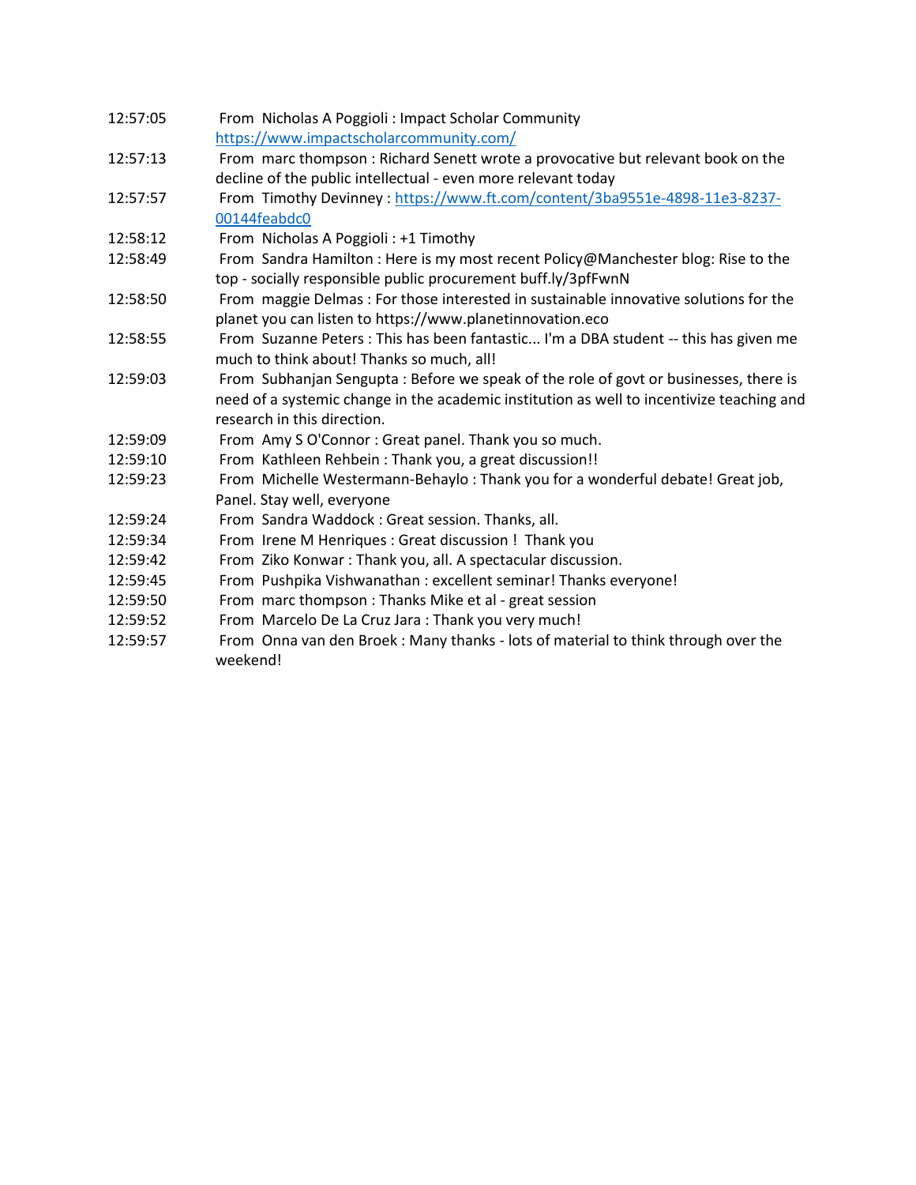| | |
|---|---|
| 12:57:05 | From Nicholas A Poggioli : Impact Scholar Community https://www.impactscholarcommunity.com/ |
| 12:57:13 | From marc thompson : Richard Senett wrote a provocative but relevant book on the decline of the public intellectual - even more relevant today |
| 12:57:57 | From Timothy Devinney : https://www.ft.com/content/3ba9551e-4898-11e3-8237-00144feabdc0 |
| 12:58:12 | From Nicholas A Poggioli : +1 Timothy |
| 12:58:49 | From Sandra Hamilton : Here is my most recent Policy@Manchester blog: Rise to the top - socially responsible public procurement buff.ly/3pfFwnN |
| 12:58:50 | From maggie Delmas : For those interested in sustainable innovative solutions for the planet you can listen to https://www.planetinnovation.eco |
| 12:58:55 | From Suzanne Peters : This has been fantastic... I'm a DBA student -- this has given me much to think about! Thanks so much, all! |
| 12:59:03 | From Subhanjan Sengupta : Before we speak of the role of govt or businesses, there is need of a systemic change in the academic institution as well to incentivize teaching and research in this direction. |
| 12:59:09 | From Amy S O'Connor : Great panel. Thank you so much. |
| 12:59:10 | From Kathleen Rehbein : Thank you, a great discussion!! |
| 12:59:23 | From Michelle Westermann-Behaylo : Thank you for a wonderful debate! Great job, Panel. Stay well, everyone |
| 12:59:24 | From Sandra Waddock : Great session. Thanks, all. |
| 12:59:34 | From Irene M Henriques : Great discussion ! Thank you |
| 12:59:42 | From Ziko Konwar : Thank you, all. A spectacular discussion. |
| 12:59:45 | From Pushpika Vishwanathan : excellent seminar! Thanks everyone! |
| 12:59:50 | From marc thompson : Thanks Mike et al - great session |
| 12:59:52 | From Marcelo De La Cruz Jara : Thank you very much! |
| 12:59:57 | From Onna van den Broek : Many thanks - lots of material to think through over the weekend! |